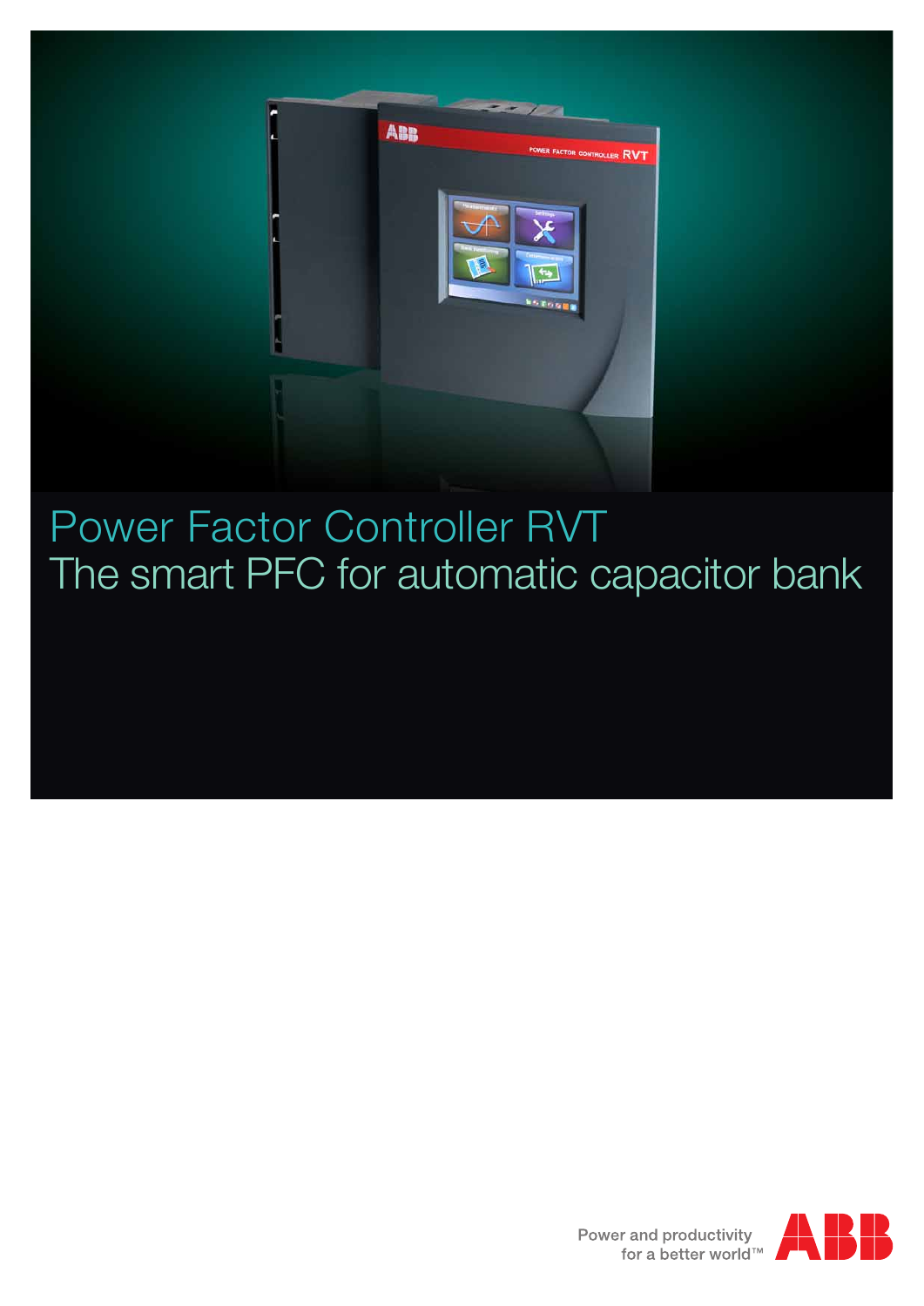# Power Factor Controller RVT
## The smart PFC for automatic capacitor bank

Power and productivity
for a better world™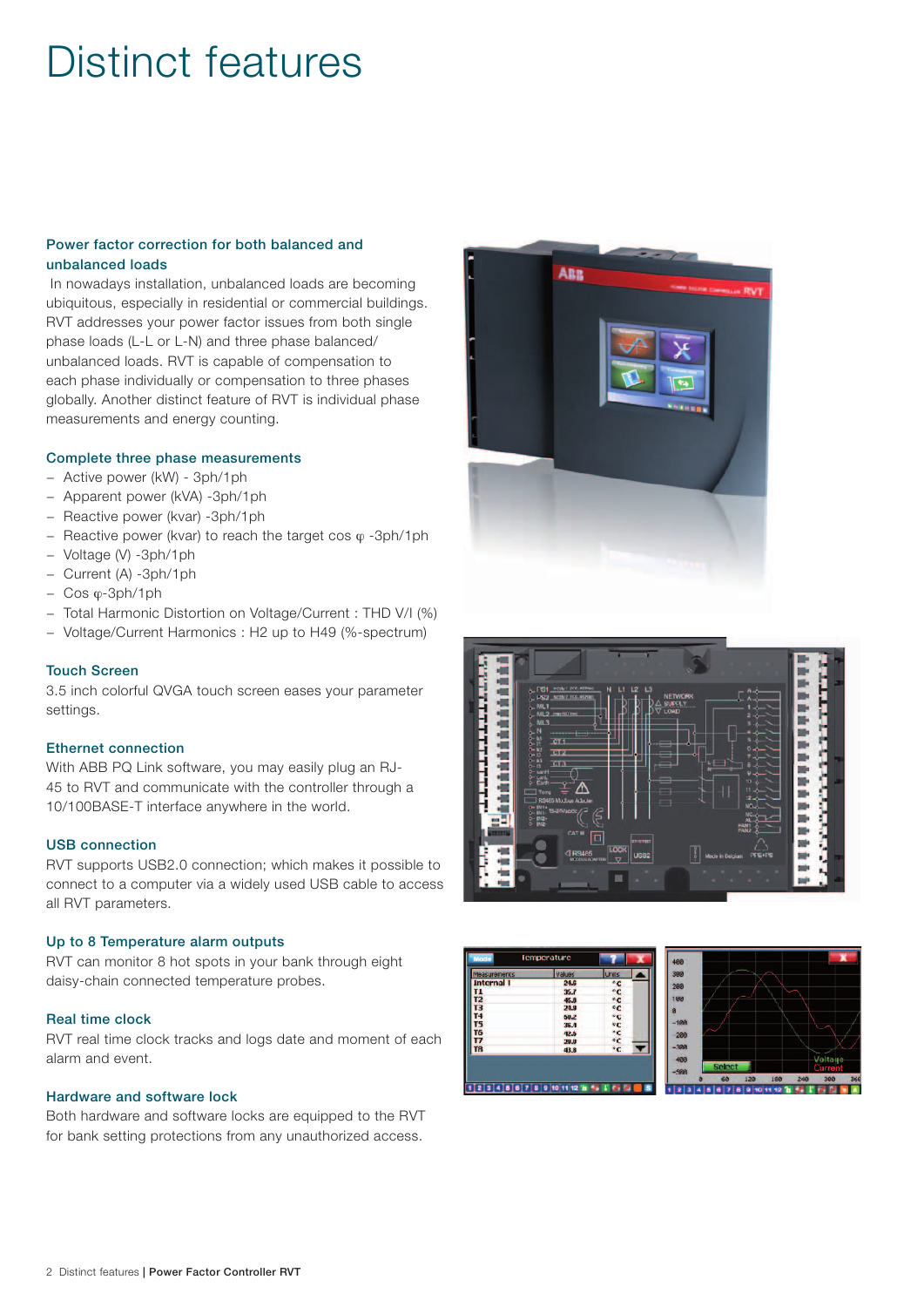# Distinct features

### Power factor correction for both balanced and unbalanced loads

In nowadays installation, unbalanced loads are becoming ubiquitous, especially in residential or commercial buildings. RVT addresses your power factor issues from both single phase loads (L-L or L-N) and three phase balanced/ unbalanced loads. RVT is capable of compensation to each phase individually or compensation to three phases globally. Another distinct feature of RVT is individual phase measurements and energy counting.

### Complete three phase measurements

- Active power (kW) - 3ph/1ph
- Apparent power (kVA) -3ph/1ph
- Reactive power (kvar) -3ph/1ph
- Reactive power (kvar) to reach the target cos φ -3ph/1ph
- Voltage (V) -3ph/1ph
- Current (A) -3ph/1ph
- Cos φ-3ph/1ph
- Total Harmonic Distortion on Voltage/Current : THD V/I (%)
- Voltage/Current Harmonics : H2 up to H49 (%-spectrum)

### Touch Screen

3.5 inch colorful QVGA touch screen eases your parameter settings.

### Ethernet connection

With ABB PQ Link software, you may easily plug an RJ-45 to RVT and communicate with the controller through a 10/100BASE-T interface anywhere in the world.

### USB connection

RVT supports USB2.0 connection; which makes it possible to connect to a computer via a widely used USB cable to access all RVT parameters.

### Up to 8 Temperature alarm outputs

RVT can monitor 8 hot spots in your bank through eight daisy-chain connected temperature probes.

### Real time clock

RVT real time clock tracks and logs date and moment of each alarm and event.

### Hardware and software lock

Both hardware and software locks are equipped to the RVT for bank setting protections from any unauthorized access.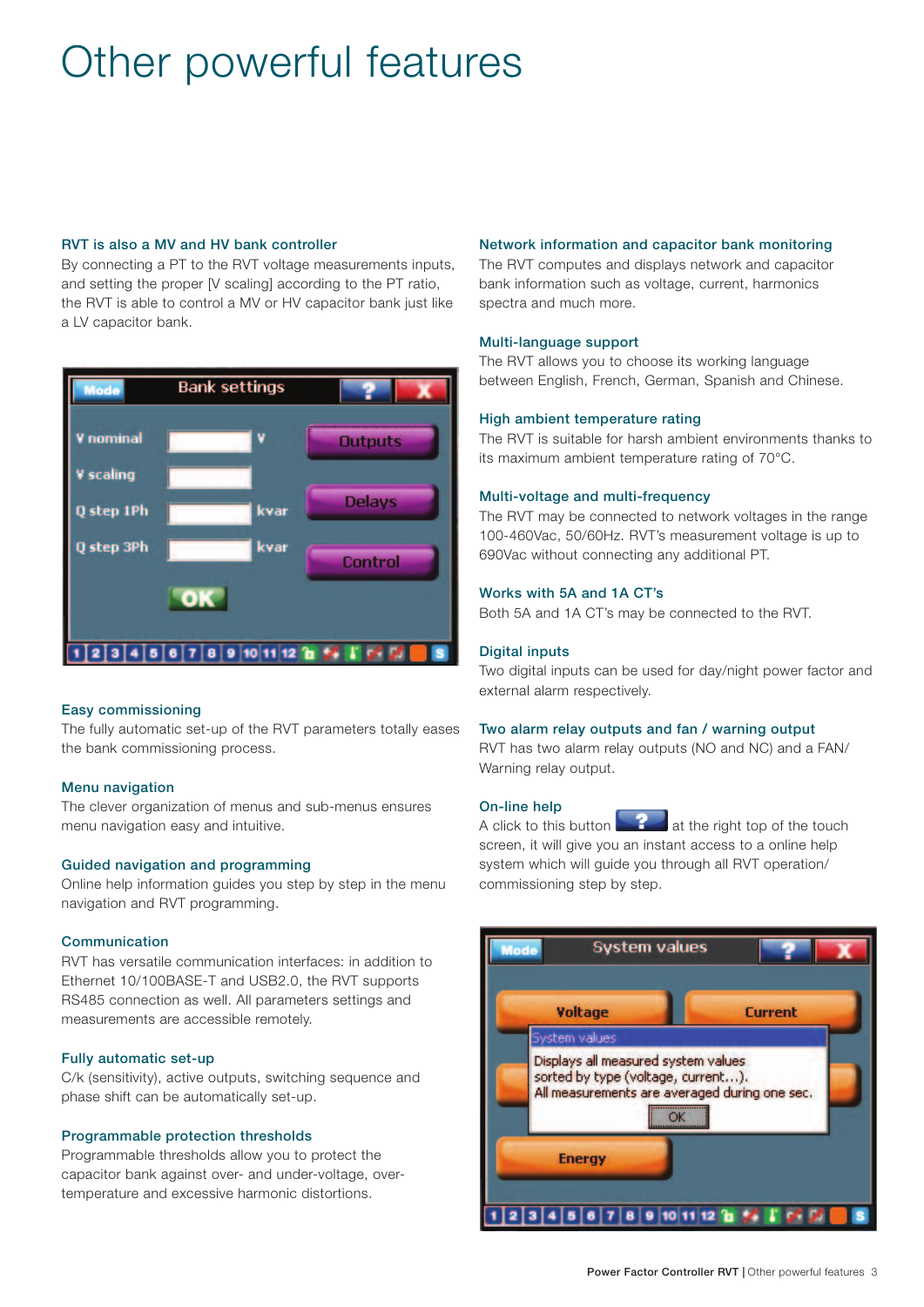# Other powerful features

### RVT is also a MV and HV bank controller

By connecting a PT to the RVT voltage measurements inputs, and setting the proper [V scaling] according to the PT ratio, the RVT is able to control a MV or HV capacitor bank just like a LV capacitor bank.

### Easy commissioning

The fully automatic set-up of the RVT parameters totally eases the bank commissioning process.

### Menu navigation

The clever organization of menus and sub-menus ensures menu navigation easy and intuitive.

### Guided navigation and programming

Online help information guides you step by step in the menu navigation and RVT programming.

### Communication

RVT has versatile communication interfaces: in addition to Ethernet 10/100BASE-T and USB2.0, the RVT supports RS485 connection as well. All parameters settings and measurements are accessible remotely.

### Fully automatic set-up

C/k (sensitivity), active outputs, switching sequence and phase shift can be automatically set-up.

### Programmable protection thresholds

Programmable thresholds allow you to protect the capacitor bank against over- and under-voltage, over-temperature and excessive harmonic distortions.

### Network information and capacitor bank monitoring

The RVT computes and displays network and capacitor bank information such as voltage, current, harmonics spectra and much more.

### Multi-language support

The RVT allows you to choose its working language between English, French, German, Spanish and Chinese.

### High ambient temperature rating

The RVT is suitable for harsh ambient environments thanks to its maximum ambient temperature rating of 70°C.

### Multi-voltage and multi-frequency

The RVT may be connected to network voltages in the range 100-460Vac, 50/60Hz. RVT's measurement voltage is up to 690Vac without connecting any additional PT.

### Works with 5A and 1A CT's

Both 5A and 1A CT's may be connected to the RVT.

### Digital inputs

Two digital inputs can be used for day/night power factor and external alarm respectively.

### Two alarm relay outputs and fan / warning output

RVT has two alarm relay outputs (NO and NC) and a FAN/ Warning relay output.

### On-line help

A click to this button at the right top of the touch screen, it will give you an instant access to a online help system which will guide you through all RVT operation/ commissioning step by step.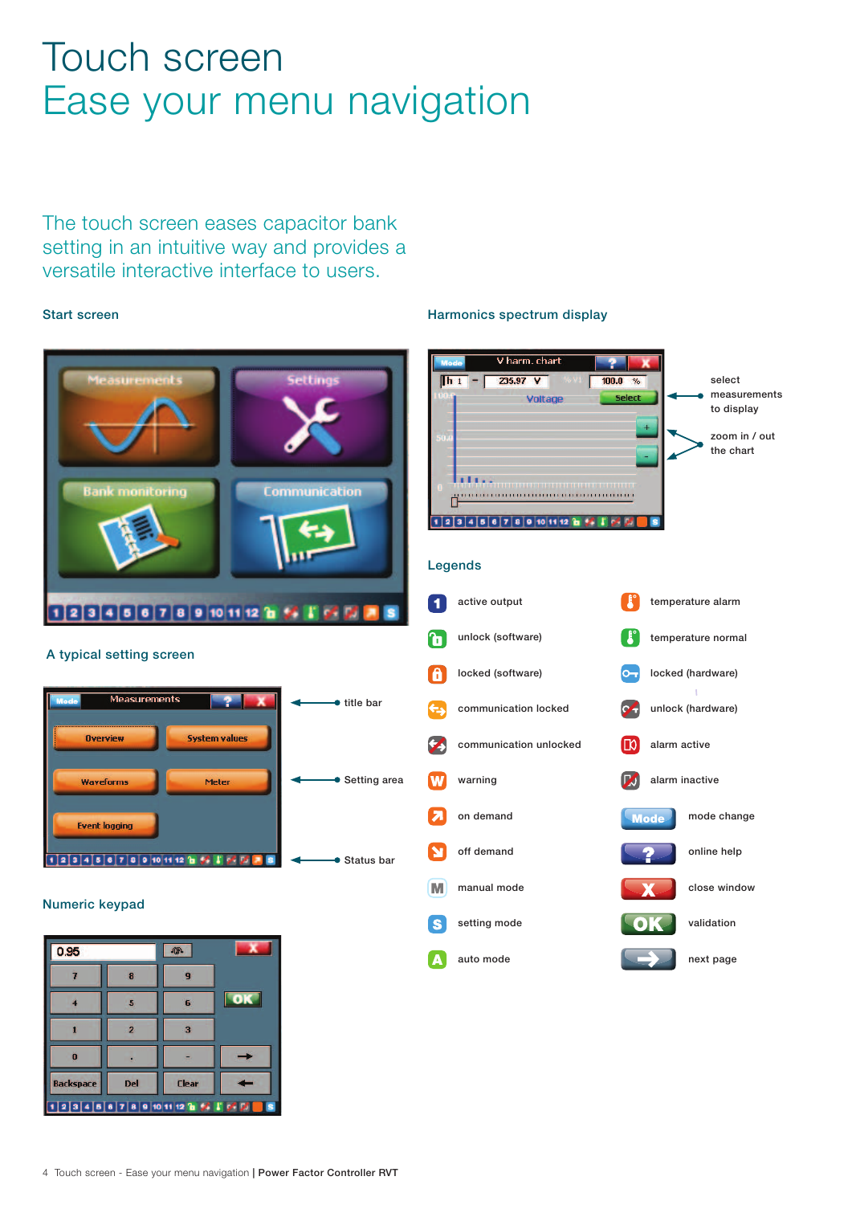# Touch screen
## Ease your menu navigation

The touch screen eases capacitor bank setting in an intuitive way and provides a versatile interactive interface to users.

### Start screen

### A typical setting screen

title bar

Setting area

Status bar

### Numeric keypad

### Harmonics spectrum display

select measurements to display

zoom in / out the chart

### Legends

| | |
|---|---|
| active output | temperature alarm |
| unlock (software) | temperature normal |
| locked (software) | locked (hardware) |
| communication locked | unlock (hardware) |
| communication unlocked | alarm active |
| warning | alarm inactive |
| on demand | mode change |
| off demand | online help |
| manual mode | close window |
| setting mode | validation |
| auto mode | next page |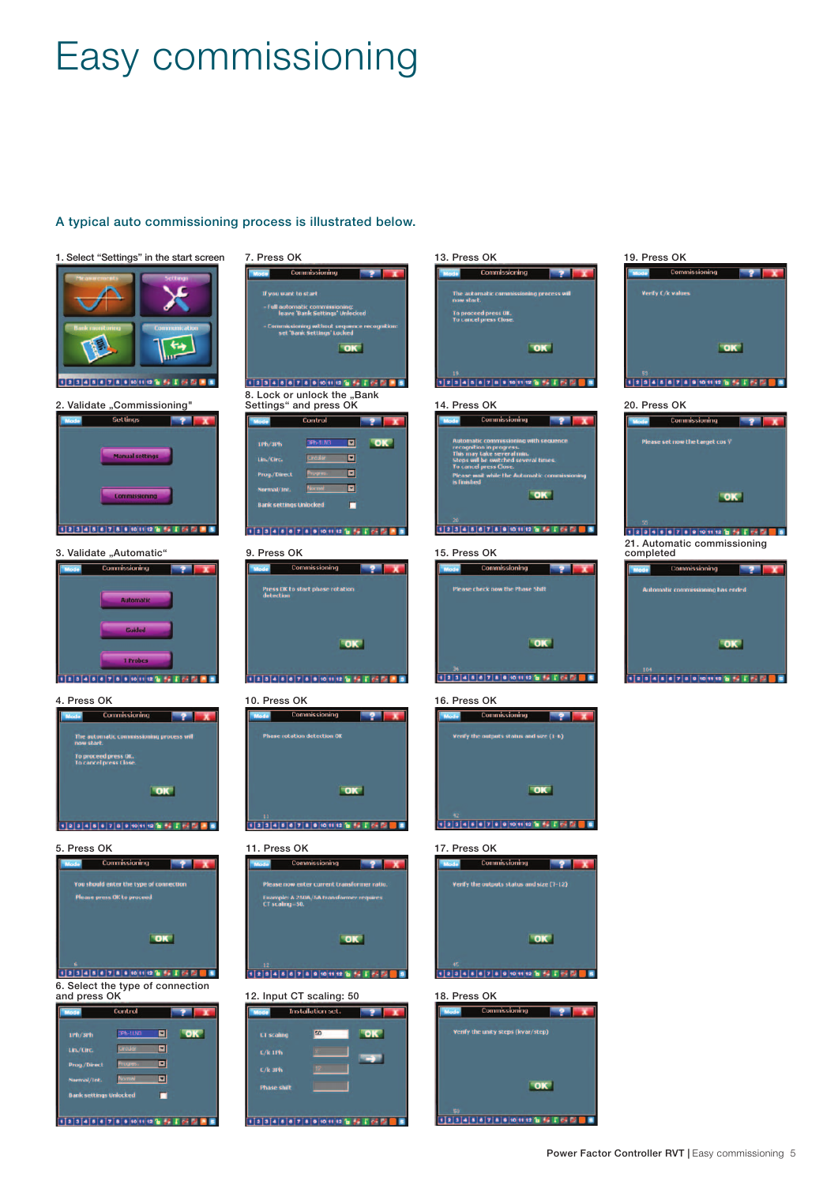# Easy commissioning

## A typical auto commissioning process is illustrated below.

1. Select “Settings” in the start screen
2. Validate „Commissioning"
3. Validate „Automatic“
4. Press OK
5. Press OK
6. Select the type of connection and press OK
7. Press OK
8. Lock or unlock the „Bank Settings“ and press OK
9. Press OK
10. Press OK
11. Press OK
12. Input CT scaling: 50
13. Press OK
14. Press OK
15. Press OK
16. Press OK
17. Press OK
18. Press OK
19. Press OK
20. Press OK
21. Automatic commissioning completed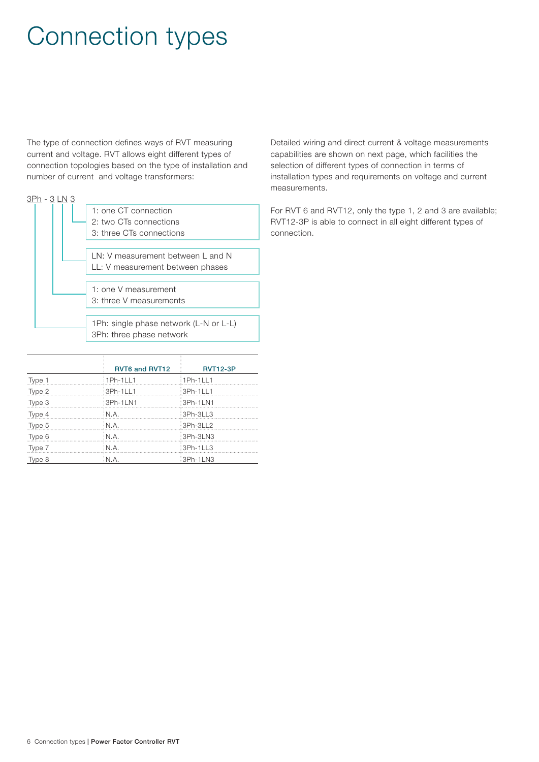# Connection types

The type of connection defines ways of RVT measuring current and voltage. RVT allows eight different types of connection topologies based on the type of installation and number of current and voltage transformers:

3Ph - 3 LN 3

- 1: one CT connection
  2: two CTs connections
  3: three CTs connections
- LN: V measurement between L and N
  LL: V measurement between phases
- 1: one V measurement
  3: three V measurements
- 1Ph: single phase network (L-N or L-L)
  3Ph: three phase network

| | RVT6 and RVT12 | RVT12-3P |
|---|---|---|
| Type 1 | 1Ph-1LL1 | 1Ph-1LL1 |
| Type 2 | 3Ph-1LL1 | 3Ph-1LL1 |
| Type 3 | 3Ph-1LN1 | 3Ph-1LN1 |
| Type 4 | N.A. | 3Ph-3LL3 |
| Type 5 | N.A. | 3Ph-3LL2 |
| Type 6 | N.A. | 3Ph-3LN3 |
| Type 7 | N.A. | 3Ph-1LL3 |
| Type 8 | N.A. | 3Ph-1LN3 |

Detailed wiring and direct current & voltage measurements capabilities are shown on next page, which facilities the selection of different types of connection in terms of installation types and requirements on voltage and current measurements.

For RVT 6 and RVT12, only the type 1, 2 and 3 are available; RVT12-3P is able to connect in all eight different types of connection.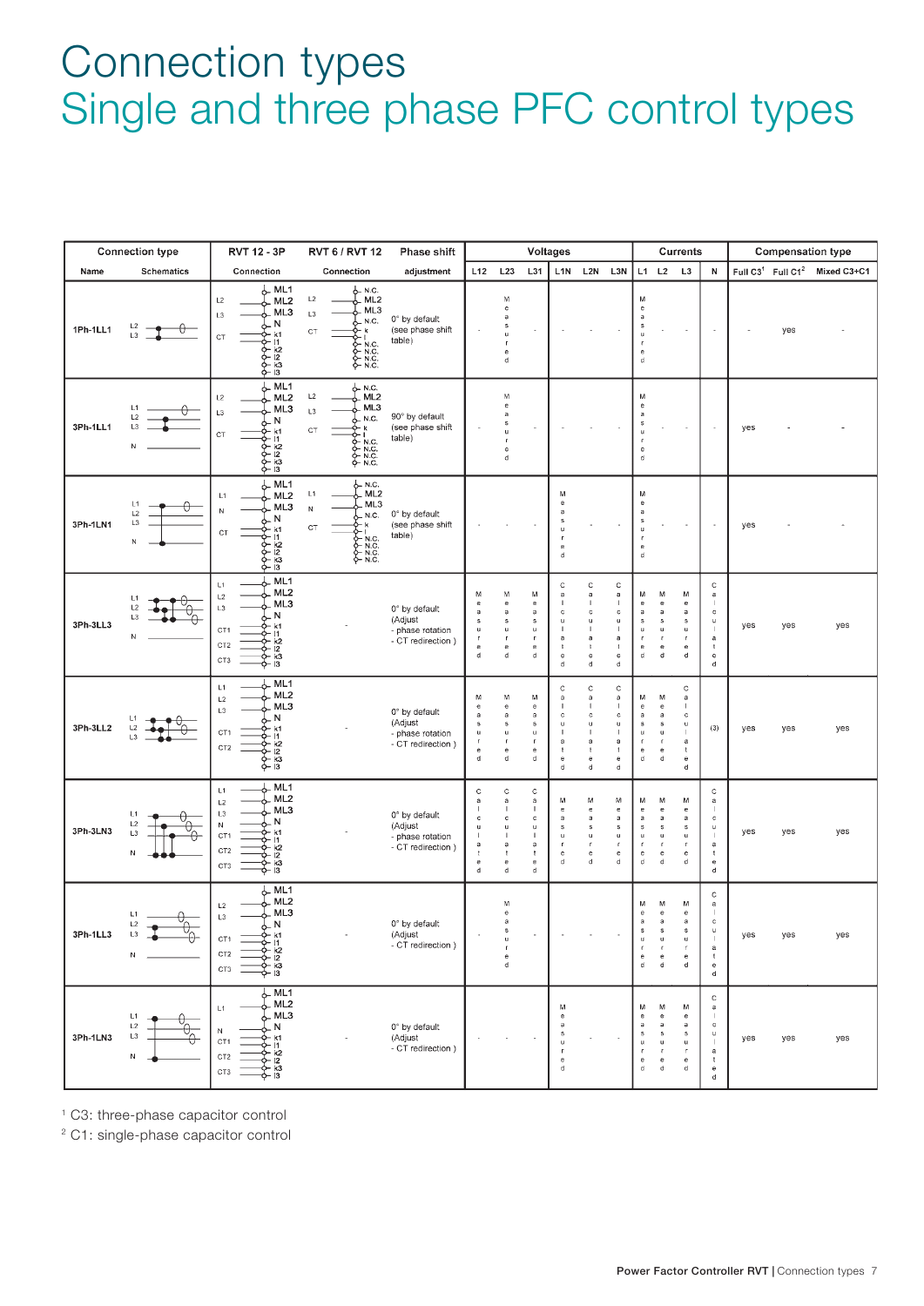# Connection types
## Single and three phase PFC control types

| Connection type | | RVT 12 - 3P | RVT 6 / RVT 12 | Phase shift | Voltages | | | | | | Currents | | | | Compensation type | | |
|---|---|---|---|---|---|---|---|---|---|---|---|---|---|---|---|---|---|
| Name | Schematics | Connection | Connection | adjustment | L12 | L23 | L31 | L1N | L2N | L3N | L1 | L2 | L3 | N | Full C3[1] | Full C1[2] | Mixed C3+C1 |
| 1Ph-1LL1 | | | | 0° by default (see phase shift table) | - | Measured | - | - | - | - | Measured | - | - | - | - | yes | - |
| 3Ph-1LL1 | | | | 90° by default (see phase shift table) | - | Measured | - | - | - | - | Measured | - | - | - | yes | - | - |
| 3Ph-1LN1 | | | | 0° by default (see phase shift table) | - | - | - | Measured | - | - | Measured | - | - | - | yes | - | - |
| 3Ph-3LL3 | | | - | 0° by default (Adjust - phase rotation - CT redirection ) | Measured | Measured | Measured | Calculated | Calculated | Calculated | Measured | Measured | Measured | Calculated | yes | yes | yes |
| 3Ph-3LL2 | | | - | 0° by default (Adjust - phase rotation - CT redirection ) | Measured | Measured | Measured | Calculated | Calculated | Calculated | Measured | Measured | Calculated | (3) | yes | yes | yes |
| 3Ph-3LN3 | | | - | 0° by default (Adjust - phase rotation - CT redirection ) | Calculated | Calculated | Calculated | Measured | Measured | Measured | Measured | Measured | Measured | Calculated | yes | yes | yes |
| 3Ph-1LL3 | | | - | 0° by default (Adjust - CT redirection ) | - | Measured | - | - | - | - | Measured | Measured | Measured | Calculated | yes | yes | yes |
| 3Ph-1LN3 | | | - | 0° by default (Adjust - CT redirection ) | - | - | - | Measured | - | - | Measured | Measured | Measured | Calculated | yes | yes | yes |

[1] C3: three-phase capacitor control

[2] C1: single-phase capacitor control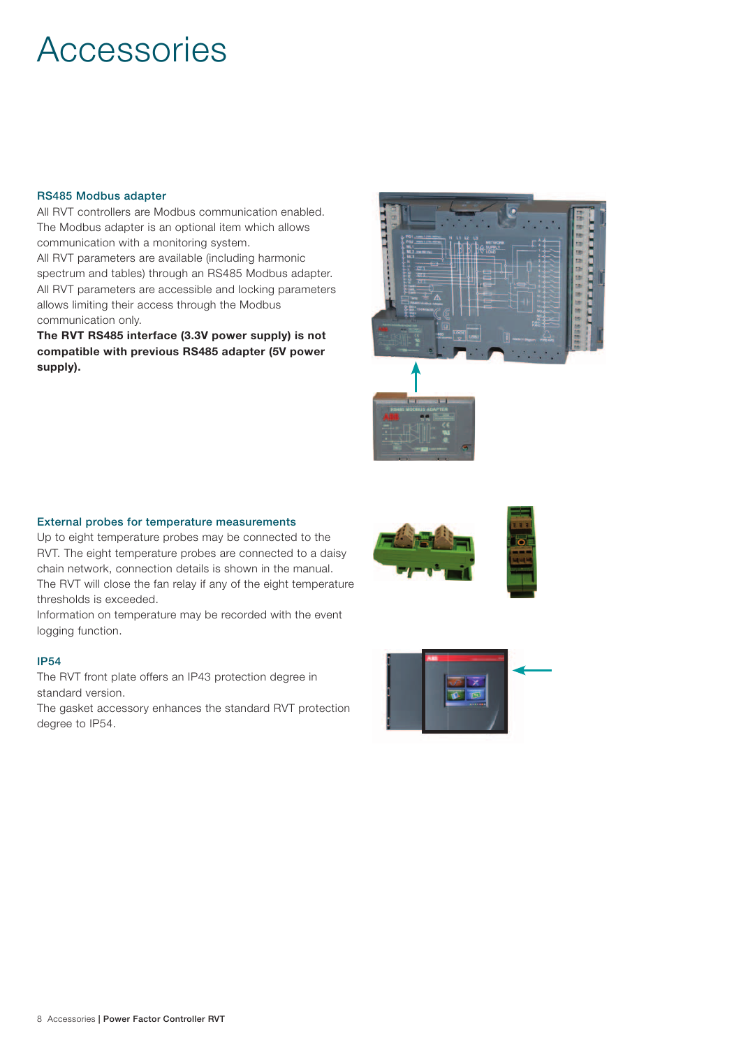# Accessories

### RS485 Modbus adapter

All RVT controllers are Modbus communication enabled. The Modbus adapter is an optional item which allows communication with a monitoring system.
All RVT parameters are available (including harmonic spectrum and tables) through an RS485 Modbus adapter.
All RVT parameters are accessible and locking parameters allows limiting their access through the Modbus communication only.
**The RVT RS485 interface (3.3V power supply) is not compatible with previous RS485 adapter (5V power supply).**

### External probes for temperature measurements

Up to eight temperature probes may be connected to the RVT. The eight temperature probes are connected to a daisy chain network, connection details is shown in the manual.
The RVT will close the fan relay if any of the eight temperature thresholds is exceeded.
Information on temperature may be recorded with the event logging function.

### IP54

The RVT front plate offers an IP43 protection degree in standard version.
The gasket accessory enhances the standard RVT protection degree to IP54.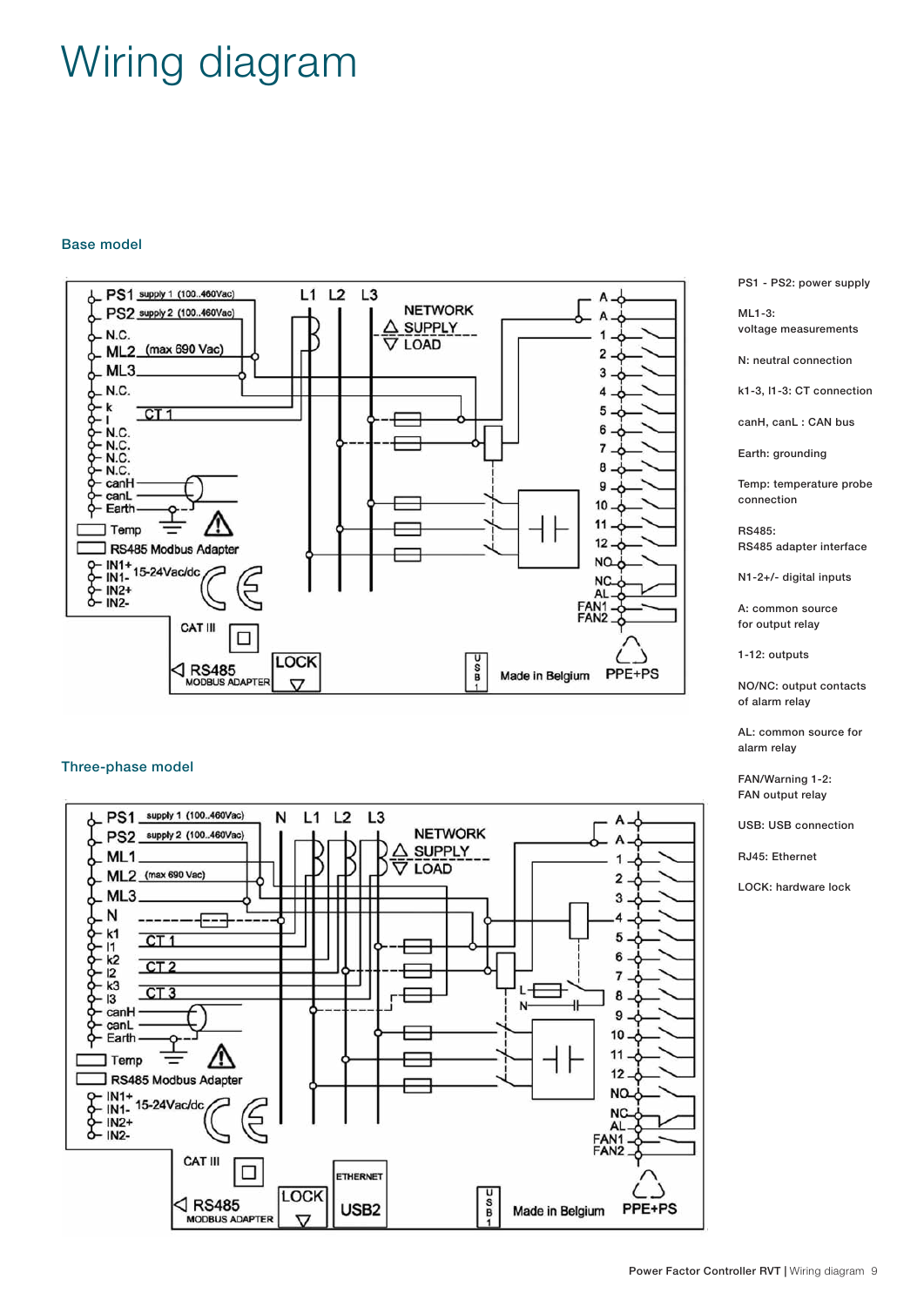# Wiring diagram

### Base model

### Three-phase model

PS1 - PS2: power supply

ML1-3: voltage measurements

N: neutral connection

k1-3, l1-3: CT connection

canH, canL : CAN bus

Earth: grounding

Temp: temperature probe connection

RS485: RS485 adapter interface

N1-2+/- digital inputs

A: common source for output relay

1-12: outputs

NO/NC: output contacts of alarm relay

AL: common source for alarm relay

FAN/Warning 1-2: FAN output relay

USB: USB connection

RJ45: Ethernet

LOCK: hardware lock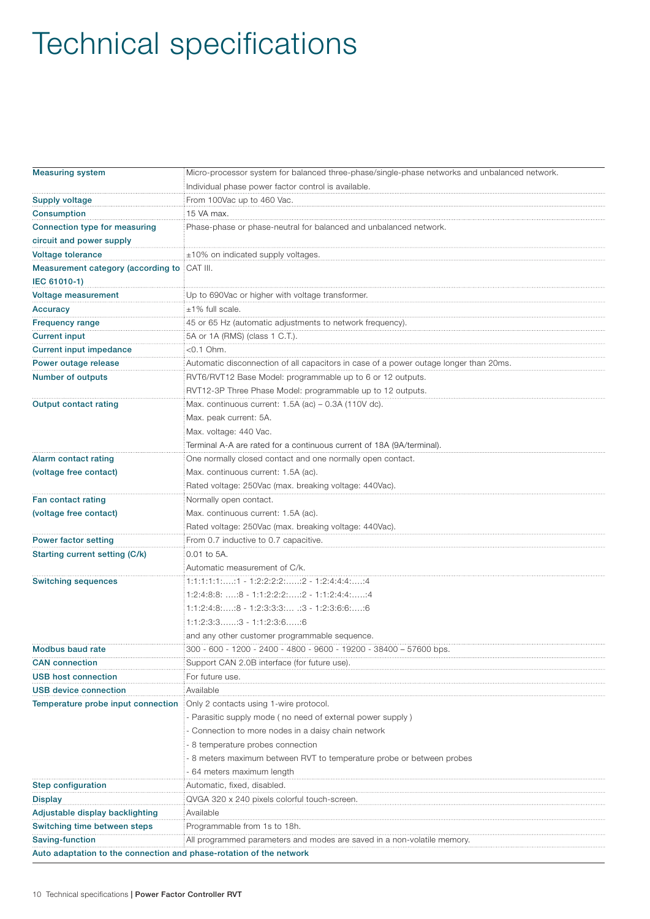# Technical specifications

| | |
|---|---|
| **Measuring system** | Micro-processor system for balanced three-phase/single-phase networks and unbalanced network.<br>Individual phase power factor control is available. |
| **Supply voltage** | From 100Vac up to 460 Vac. |
| **Consumption** | 15 VA max. |
| **Connection type for measuring circuit and power supply** | Phase-phase or phase-neutral for balanced and unbalanced network. |
| **Voltage tolerance** | ±10% on indicated supply voltages. |
| **Measurement category (according to IEC 61010-1)** | CAT III. |
| **Voltage measurement** | Up to 690Vac or higher with voltage transformer. |
| **Accuracy** | ±1% full scale. |
| **Frequency range** | 45 or 65 Hz (automatic adjustments to network frequency). |
| **Current input** | 5A or 1A (RMS) (class 1 C.T.). |
| **Current input impedance** | <0.1 Ohm. |
| **Power outage release** | Automatic disconnection of all capacitors in case of a power outage longer than 20ms. |
| **Number of outputs** | RVT6/RVT12 Base Model: programmable up to 6 or 12 outputs.<br>RVT12-3P Three Phase Model: programmable up to 12 outputs. |
| **Output contact rating** | Max. continuous current: 1.5A (ac) – 0.3A (110V dc).<br>Max. peak current: 5A.<br>Max. voltage: 440 Vac.<br>Terminal A-A are rated for a continuous current of 18A (9A/terminal). |
| **Alarm contact rating (voltage free contact)** | One normally closed contact and one normally open contact.<br>Max. continuous current: 1.5A (ac).<br>Rated voltage: 250Vac (max. breaking voltage: 440Vac). |
| **Fan contact rating (voltage free contact)** | Normally open contact.<br>Max. continuous current: 1.5A (ac).<br>Rated voltage: 250Vac (max. breaking voltage: 440Vac). |
| **Power factor setting** | From 0.7 inductive to 0.7 capacitive. |
| **Starting current setting (C/k)** | 0.01 to 5A.<br>Automatic measurement of C/k. |
| **Switching sequences** | 1:1:1:1:1:….:1 - 1:2:2:2:2:…..:2 - 1:2:4:4:4:….:4<br>1:2:4:8:8: ….:8 - 1:1:2:2:2:….:2 - 1:1:2:4:4:…..:4<br>1:1:2:4:8:….:8 - 1:2:3:3:3:… .:3 - 1:2:3:6:6:….:6<br>1:1:2:3:3……:3 - 1:1:2:3:6…..:6<br>and any other customer programmable sequence. |
| **Modbus baud rate** | 300 - 600 - 1200 - 2400 - 4800 - 9600 - 19200 - 38400 – 57600 bps. |
| **CAN connection** | Support CAN 2.0B interface (for future use). |
| **USB host connection** | For future use. |
| **USB device connection** | Available |
| **Temperature probe input connection** | Only 2 contacts using 1-wire protocol.<br>- Parasitic supply mode ( no need of external power supply )<br>- Connection to more nodes in a daisy chain network<br>- 8 temperature probes connection<br>- 8 meters maximum between RVT to temperature probe or between probes<br>- 64 meters maximum length |
| **Step configuration** | Automatic, fixed, disabled. |
| **Display** | QVGA 320 x 240 pixels colorful touch-screen. |
| **Adjustable display backlighting** | Available |
| **Switching time between steps** | Programmable from 1s to 18h. |
| **Saving-function** | All programmed parameters and modes are saved in a non-volatile memory. |
| **Auto adaptation to the connection and phase-rotation of the network** | |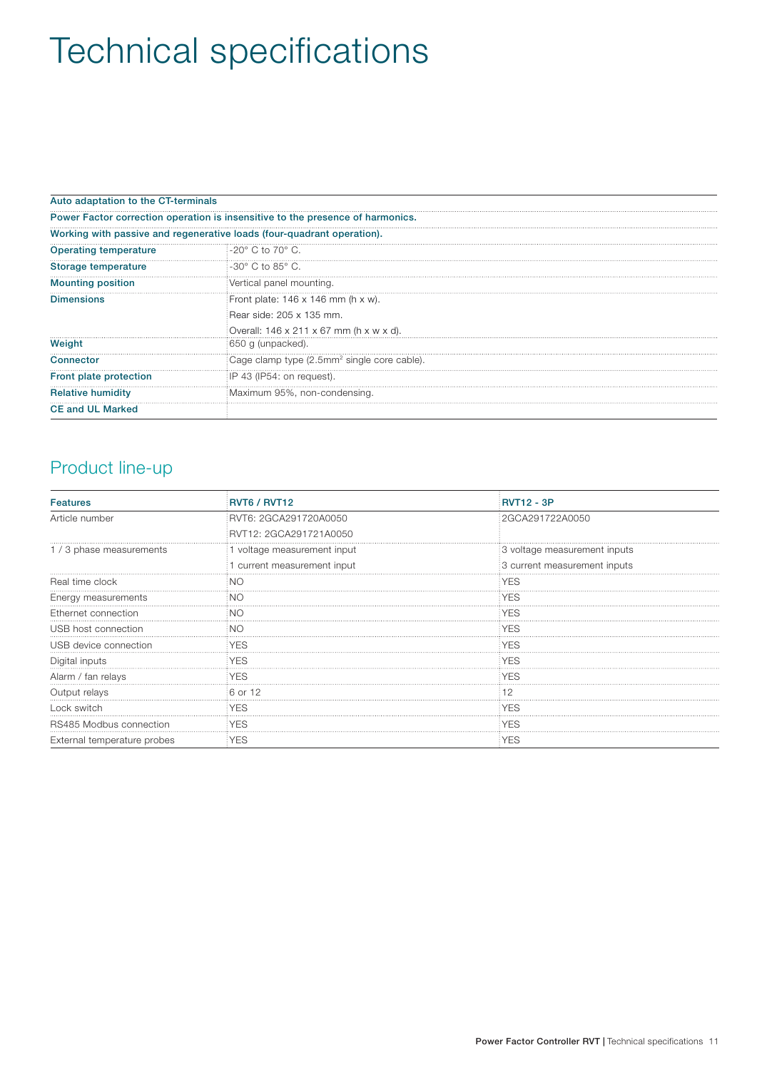# Technical specifications

| Auto adaptation to the CT-terminals | |
|---|---|
| Power Factor correction operation is insensitive to the presence of harmonics. | |
| Working with passive and regenerative loads (four-quadrant operation). | |
| Operating temperature | -20° C to 70° C. |
| Storage temperature | -30° C to 85° C. |
| Mounting position | Vertical panel mounting. |
| Dimensions | Front plate: 146 x 146 mm (h x w).<br>Rear side: 205 x 135 mm.<br>Overall: 146 x 211 x 67 mm (h x w x d). |
| Weight | 650 g (unpacked). |
| Connector | Cage clamp type (2.5mm$^2$ single core cable). |
| Front plate protection | IP 43 (IP54: on request). |
| Relative humidity | Maximum 95%, non-condensing. |
| CE and UL Marked | |

## Product line-up

| Features | RVT6 / RVT12 | RVT12 - 3P |
|---|---|---|
| Article number | RVT6: 2GCA291720A0050<br>RVT12: 2GCA291721A0050 | 2GCA291722A0050 |
| 1 / 3 phase measurements | 1 voltage measurement input<br>1 current measurement input | 3 voltage measurement inputs<br>3 current measurement inputs |
| Real time clock | NO | YES |
| Energy measurements | NO | YES |
| Ethernet connection | NO | YES |
| USB host connection | NO | YES |
| USB device connection | YES | YES |
| Digital inputs | YES | YES |
| Alarm / fan relays | YES | YES |
| Output relays | 6 or 12 | 12 |
| Lock switch | YES | YES |
| RS485 Modbus connection | YES | YES |
| External temperature probes | YES | YES |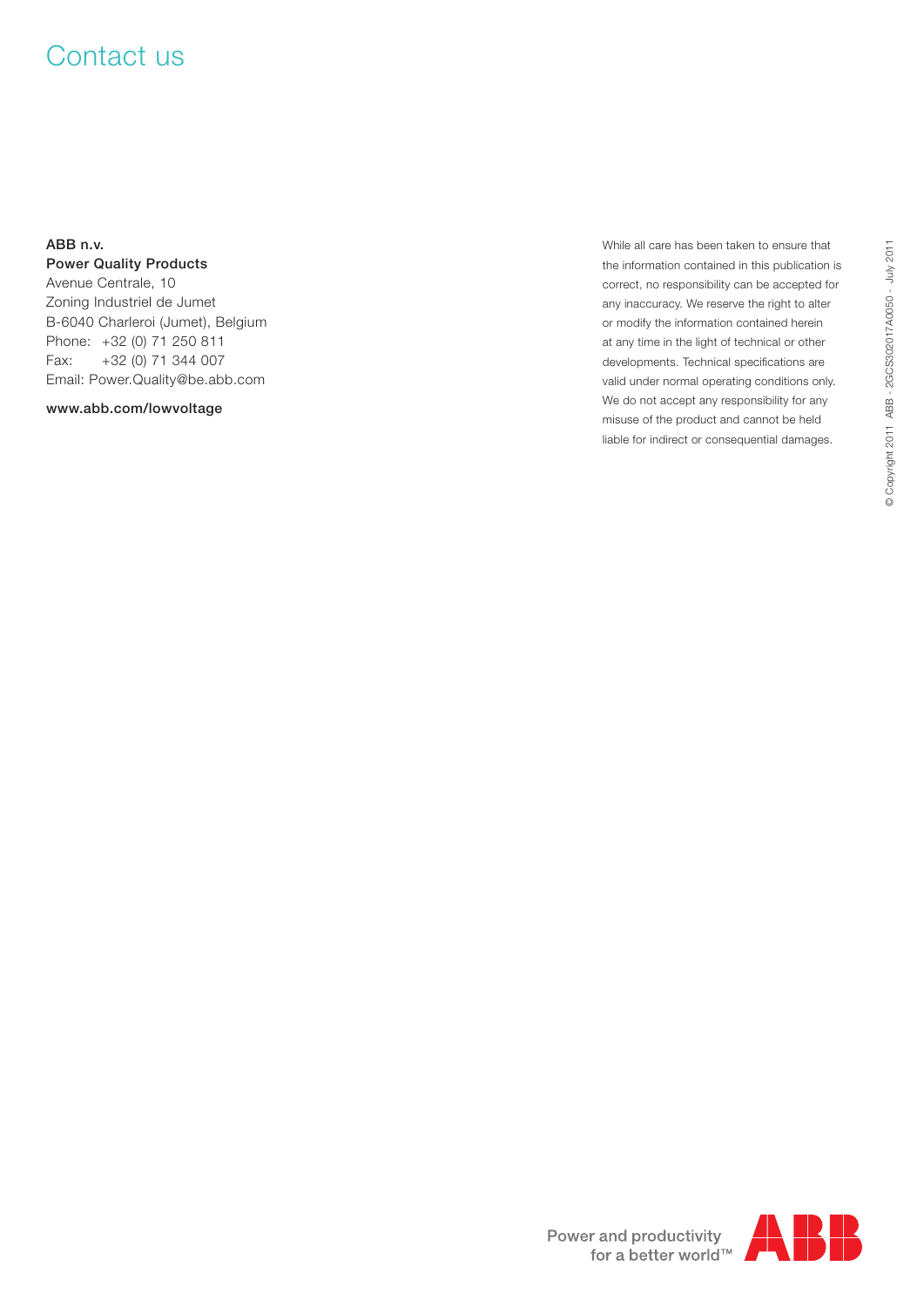# Contact us

**ABB n.v.**
**Power Quality Products**
Avenue Centrale, 10
Zoning Industriel de Jumet
B-6040 Charleroi (Jumet), Belgium
Phone: +32 (0) 71 250 811
Fax: +32 (0) 71 344 007
Email: Power.Quality@be.abb.com

**www.abb.com/lowvoltage**

While all care has been taken to ensure that the information contained in this publication is correct, no responsibility can be accepted for any inaccuracy. We reserve the right to alter or modify the information contained herein at any time in the light of technical or other developments. Technical specifications are valid under normal operating conditions only. We do not accept any responsibility for any misuse of the product and cannot be held liable for indirect or consequential damages.

© Copyright 2011 ABB - 2GCS302017A0050 - July 2011

Power and productivity for a better world™